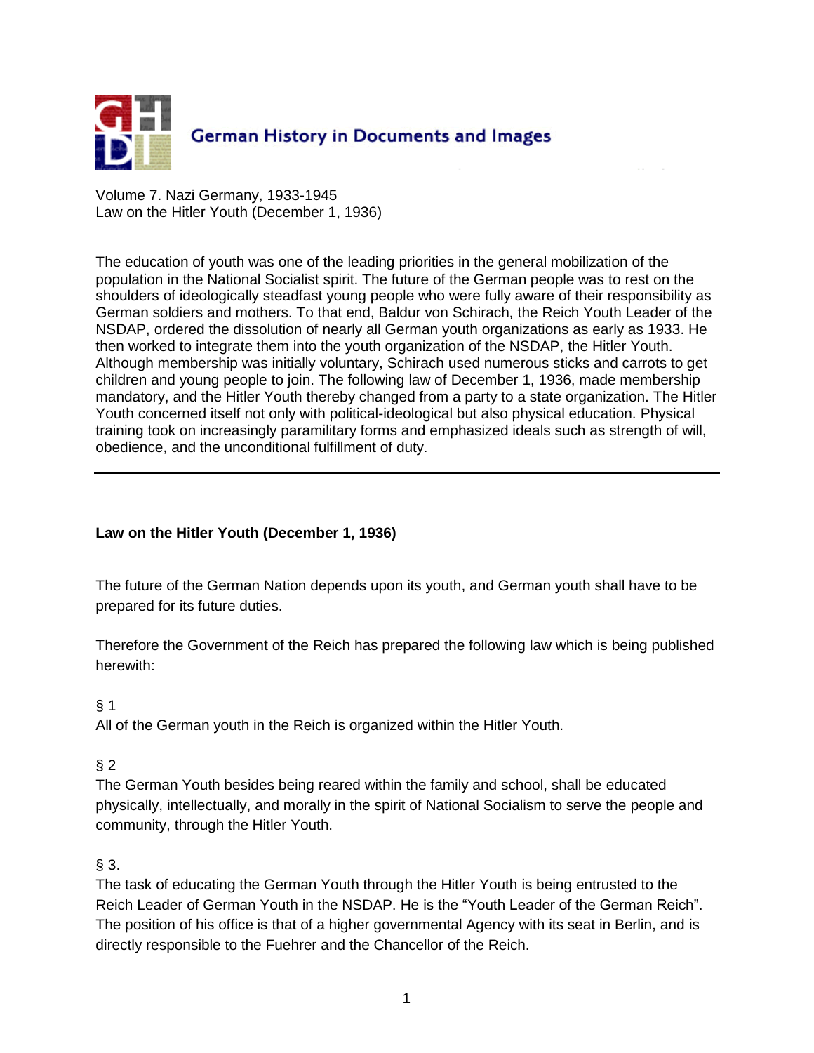German History in Documents and Images

Volume 7. Nazi Germany, 1933-1945
Law on the Hitler Youth (December 1, 1936)

The education of youth was one of the leading priorities in the general mobilization of the population in the National Socialist spirit. The future of the German people was to rest on the shoulders of ideologically steadfast young people who were fully aware of their responsibility as German soldiers and mothers. To that end, Baldur von Schirach, the Reich Youth Leader of the NSDAP, ordered the dissolution of nearly all German youth organizations as early as 1933. He then worked to integrate them into the youth organization of the NSDAP, the Hitler Youth. Although membership was initially voluntary, Schirach used numerous sticks and carrots to get children and young people to join. The following law of December 1, 1936, made membership mandatory, and the Hitler Youth thereby changed from a party to a state organization. The Hitler Youth concerned itself not only with political-ideological but also physical education. Physical training took on increasingly paramilitary forms and emphasized ideals such as strength of will, obedience, and the unconditional fulfillment of duty.

---

**Law on the Hitler Youth (December 1, 1936)**

The future of the German Nation depends upon its youth, and German youth shall have to be prepared for its future duties.

Therefore the Government of the Reich has prepared the following law which is being published herewith:

§ 1
All of the German youth in the Reich is organized within the Hitler Youth.

§ 2
The German Youth besides being reared within the family and school, shall be educated physically, intellectually, and morally in the spirit of National Socialism to serve the people and community, through the Hitler Youth.

§ 3.
The task of educating the German Youth through the Hitler Youth is being entrusted to the Reich Leader of German Youth in the NSDAP. He is the "Youth Leader of the German Reich". The position of his office is that of a higher governmental Agency with its seat in Berlin, and is directly responsible to the Fuehrer and the Chancellor of the Reich.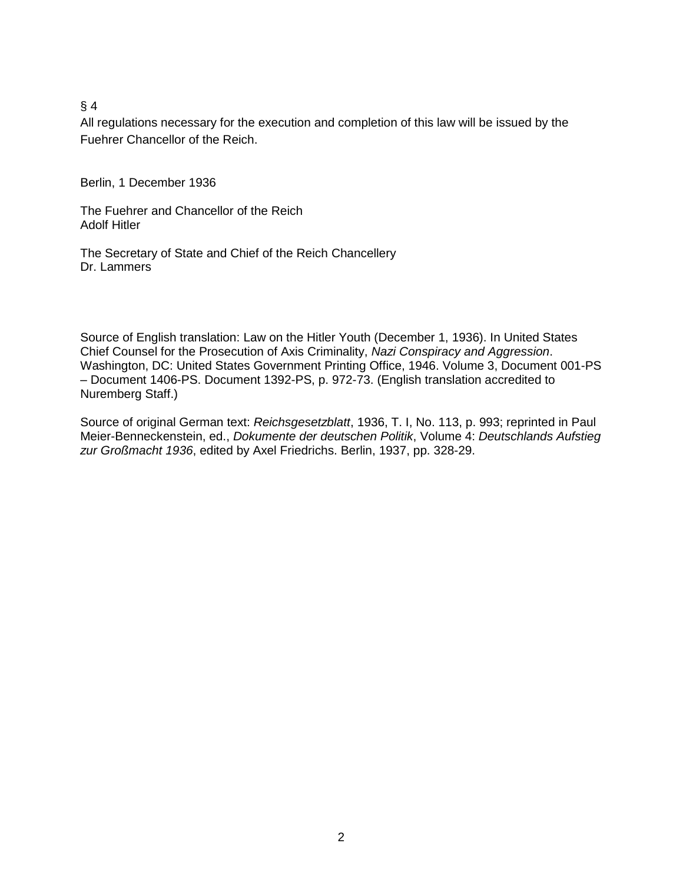§ 4

All regulations necessary for the execution and completion of this law will be issued by the Fuehrer Chancellor of the Reich.

Berlin, 1 December 1936

The Fuehrer and Chancellor of the Reich  
Adolf Hitler

The Secretary of State and Chief of the Reich Chancellery  
Dr. Lammers

Source of English translation: Law on the Hitler Youth (December 1, 1936). In United States Chief Counsel for the Prosecution of Axis Criminality, *Nazi Conspiracy and Aggression*. Washington, DC: United States Government Printing Office, 1946. Volume 3, Document 001-PS – Document 1406-PS. Document 1392-PS, p. 972-73. (English translation accredited to Nuremberg Staff.)

Source of original German text: *Reichsgesetzblatt*, 1936, T. I, No. 113, p. 993; reprinted in Paul Meier-Benneckenstein, ed., *Dokumente der deutschen Politik*, Volume 4: *Deutschlands Aufstieg zur Großmacht 1936*, edited by Axel Friedrichs. Berlin, 1937, pp. 328-29.